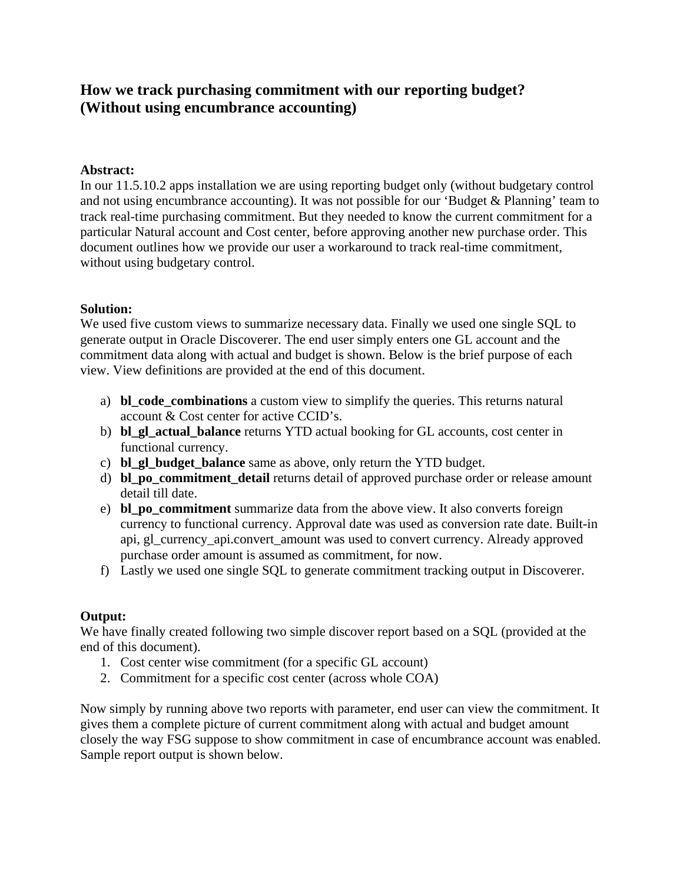# How we track purchasing commitment with our reporting budget? (Without using encumbrance accounting)

**Abstract:**
In our 11.5.10.2 apps installation we are using reporting budget only (without budgetary control and not using encumbrance accounting). It was not possible for our 'Budget & Planning' team to track real-time purchasing commitment. But they needed to know the current commitment for a particular Natural account and Cost center, before approving another new purchase order. This document outlines how we provide our user a workaround to track real-time commitment, without using budgetary control.

**Solution:**
We used five custom views to summarize necessary data. Finally we used one single SQL to generate output in Oracle Discoverer. The end user simply enters one GL account and the commitment data along with actual and budget is shown. Below is the brief purpose of each view. View definitions are provided at the end of this document.

a) **bl_code_combinations** a custom view to simplify the queries. This returns natural account & Cost center for active CCID's.
b) **bl_gl_actual_balance** returns YTD actual booking for GL accounts, cost center in functional currency.
c) **bl_gl_budget_balance** same as above, only return the YTD budget.
d) **bl_po_commitment_detail** returns detail of approved purchase order or release amount detail till date.
e) **bl_po_commitment** summarize data from the above view. It also converts foreign currency to functional currency. Approval date was used as conversion rate date. Built-in api, gl_currency_api.convert_amount was used to convert currency. Already approved purchase order amount is assumed as commitment, for now.
f) Lastly we used one single SQL to generate commitment tracking output in Discoverer.

**Output:**
We have finally created following two simple discover report based on a SQL (provided at the end of this document).

1. Cost center wise commitment (for a specific GL account)
2. Commitment for a specific cost center (across whole COA)

Now simply by running above two reports with parameter, end user can view the commitment. It gives them a complete picture of current commitment along with actual and budget amount closely the way FSG suppose to show commitment in case of encumbrance account was enabled. Sample report output is shown below.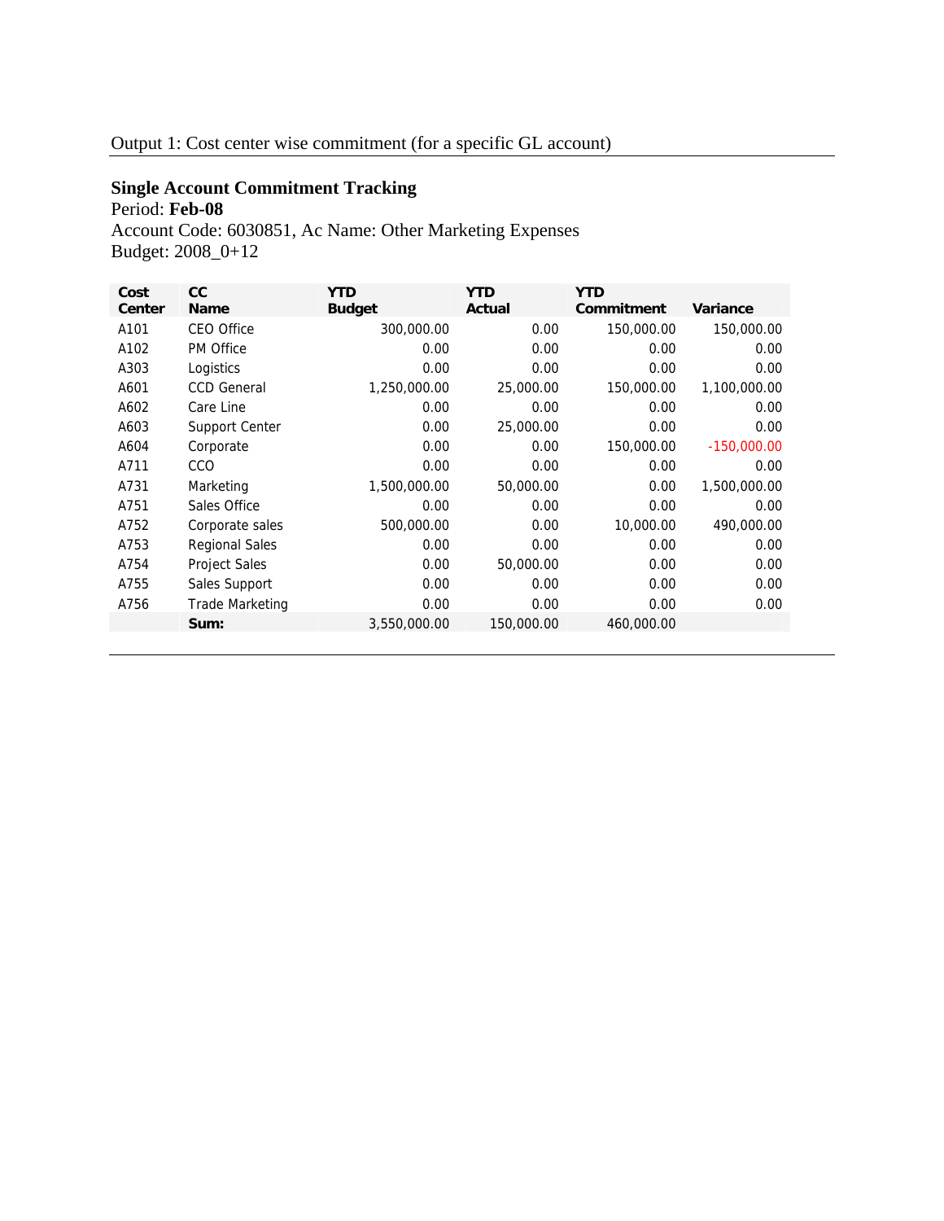Output 1: Cost center wise commitment (for a specific GL account)

**Single Account Commitment Tracking**

Period: **Feb-08**

Account Code: 6030851, Ac Name: Other Marketing Expenses

Budget: 2008_0+12

| Cost Center | CC Name | YTD Budget | YTD Actual | YTD Commitment | Variance |
|---|---|---|---|---|---|
| A101 | CEO Office | 300,000.00 | 0.00 | 150,000.00 | 150,000.00 |
| A102 | PM Office | 0.00 | 0.00 | 0.00 | 0.00 |
| A303 | Logistics | 0.00 | 0.00 | 0.00 | 0.00 |
| A601 | CCD General | 1,250,000.00 | 25,000.00 | 150,000.00 | 1,100,000.00 |
| A602 | Care Line | 0.00 | 0.00 | 0.00 | 0.00 |
| A603 | Support Center | 0.00 | 25,000.00 | 0.00 | 0.00 |
| A604 | Corporate | 0.00 | 0.00 | 150,000.00 | -150,000.00 |
| A711 | CCO | 0.00 | 0.00 | 0.00 | 0.00 |
| A731 | Marketing | 1,500,000.00 | 50,000.00 | 0.00 | 1,500,000.00 |
| A751 | Sales Office | 0.00 | 0.00 | 0.00 | 0.00 |
| A752 | Corporate sales | 500,000.00 | 0.00 | 10,000.00 | 490,000.00 |
| A753 | Regional Sales | 0.00 | 0.00 | 0.00 | 0.00 |
| A754 | Project Sales | 0.00 | 50,000.00 | 0.00 | 0.00 |
| A755 | Sales Support | 0.00 | 0.00 | 0.00 | 0.00 |
| A756 | Trade Marketing | 0.00 | 0.00 | 0.00 | 0.00 |
| | **Sum:** | 3,550,000.00 | 150,000.00 | 460,000.00 | |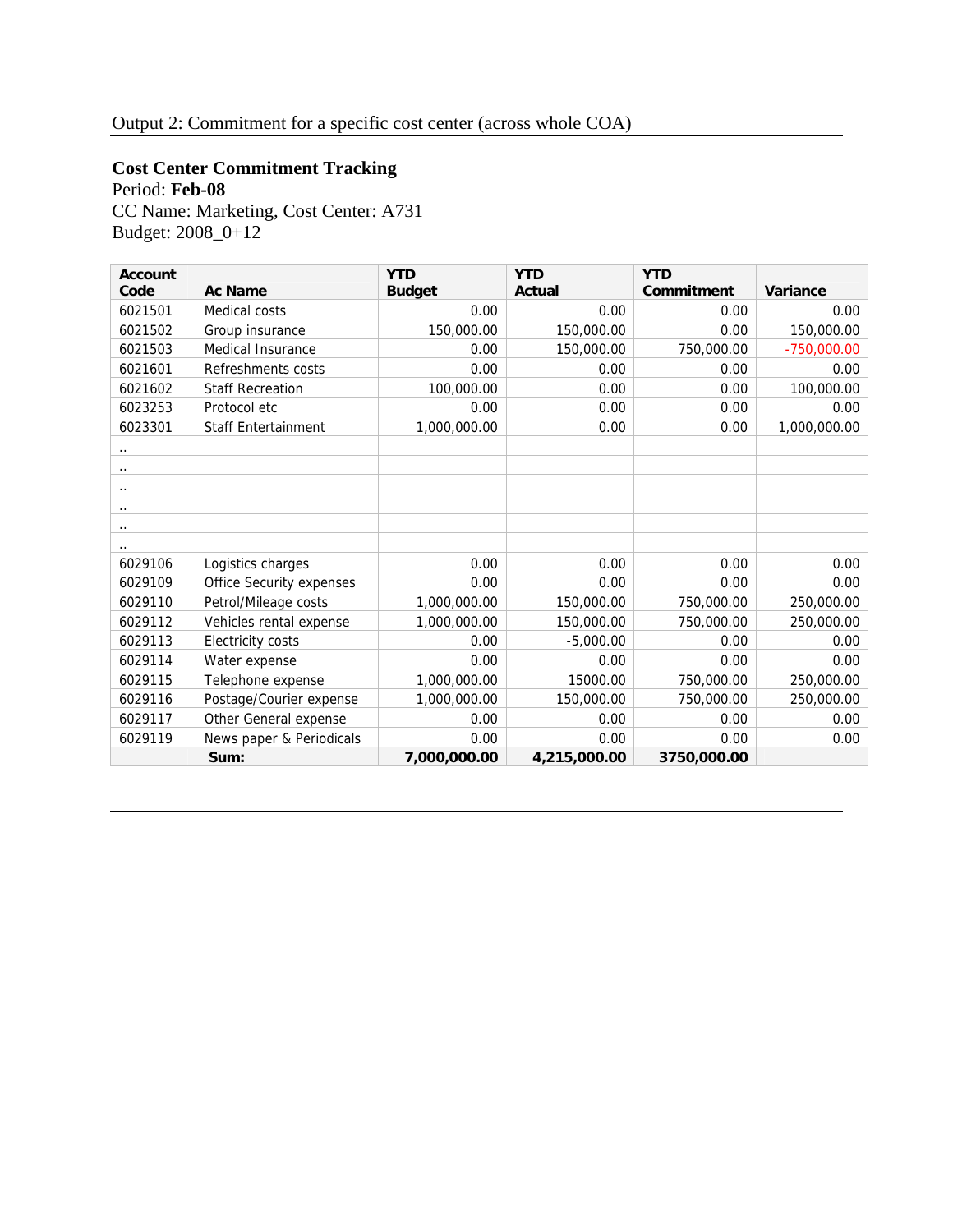Output 2: Commitment for a specific cost center (across whole COA)

**Cost Center Commitment Tracking**

Period: **Feb-08**

CC Name: Marketing, Cost Center: A731

Budget: 2008_0+12

| Account Code | Ac Name | YTD Budget | YTD Actual | YTD Commitment | Variance |
|---|---|---|---|---|---|
| 6021501 | Medical costs | 0.00 | 0.00 | 0.00 | 0.00 |
| 6021502 | Group insurance | 150,000.00 | 150,000.00 | 0.00 | 150,000.00 |
| 6021503 | Medical Insurance | 0.00 | 150,000.00 | 750,000.00 | -750,000.00 |
| 6021601 | Refreshments costs | 0.00 | 0.00 | 0.00 | 0.00 |
| 6021602 | Staff Recreation | 100,000.00 | 0.00 | 0.00 | 100,000.00 |
| 6023253 | Protocol etc | 0.00 | 0.00 | 0.00 | 0.00 |
| 6023301 | Staff Entertainment | 1,000,000.00 | 0.00 | 0.00 | 1,000,000.00 |
| .. | | | | | |
| .. | | | | | |
| .. | | | | | |
| .. | | | | | |
| .. | | | | | |
| .. | | | | | |
| 6029106 | Logistics charges | 0.00 | 0.00 | 0.00 | 0.00 |
| 6029109 | Office Security expenses | 0.00 | 0.00 | 0.00 | 0.00 |
| 6029110 | Petrol/Mileage costs | 1,000,000.00 | 150,000.00 | 750,000.00 | 250,000.00 |
| 6029112 | Vehicles rental expense | 1,000,000.00 | 150,000.00 | 750,000.00 | 250,000.00 |
| 6029113 | Electricity costs | 0.00 | -5,000.00 | 0.00 | 0.00 |
| 6029114 | Water expense | 0.00 | 0.00 | 0.00 | 0.00 |
| 6029115 | Telephone expense | 1,000,000.00 | 15000.00 | 750,000.00 | 250,000.00 |
| 6029116 | Postage/Courier expense | 1,000,000.00 | 150,000.00 | 750,000.00 | 250,000.00 |
| 6029117 | Other General expense | 0.00 | 0.00 | 0.00 | 0.00 |
| 6029119 | News paper & Periodicals | 0.00 | 0.00 | 0.00 | 0.00 |
| | **Sum:** | **7,000,000.00** | **4,215,000.00** | **3750,000.00** | |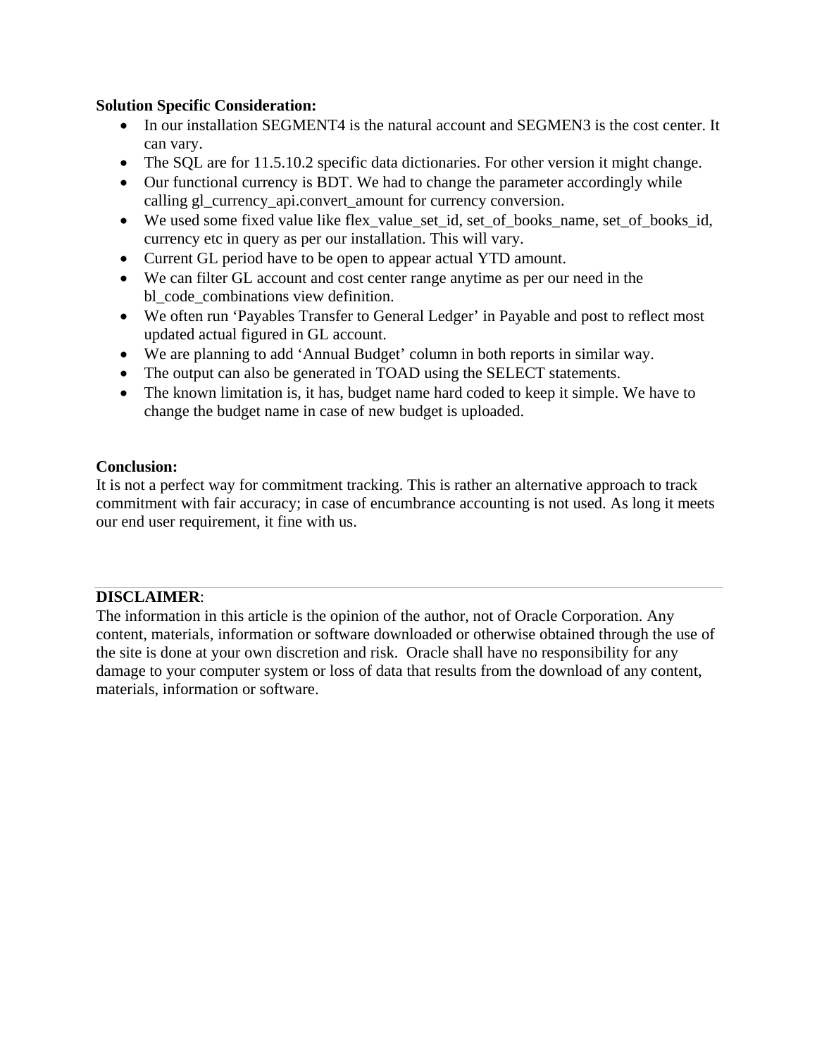**Solution Specific Consideration:**

- In our installation SEGMENT4 is the natural account and SEGMEN3 is the cost center. It can vary.
- The SQL are for 11.5.10.2 specific data dictionaries. For other version it might change.
- Our functional currency is BDT. We had to change the parameter accordingly while calling gl_currency_api.convert_amount for currency conversion.
- We used some fixed value like flex_value_set_id, set_of_books_name, set_of_books_id, currency etc in query as per our installation. This will vary.
- Current GL period have to be open to appear actual YTD amount.
- We can filter GL account and cost center range anytime as per our need in the bl_code_combinations view definition.
- We often run 'Payables Transfer to General Ledger' in Payable and post to reflect most updated actual figured in GL account.
- We are planning to add 'Annual Budget' column in both reports in similar way.
- The output can also be generated in TOAD using the SELECT statements.
- The known limitation is, it has, budget name hard coded to keep it simple. We have to change the budget name in case of new budget is uploaded.

**Conclusion:**

It is not a perfect way for commitment tracking. This is rather an alternative approach to track commitment with fair accuracy; in case of encumbrance accounting is not used. As long it meets our end user requirement, it fine with us.

---

**DISCLAIMER**:

The information in this article is the opinion of the author, not of Oracle Corporation. Any content, materials, information or software downloaded or otherwise obtained through the use of the site is done at your own discretion and risk. Oracle shall have no responsibility for any damage to your computer system or loss of data that results from the download of any content, materials, information or software.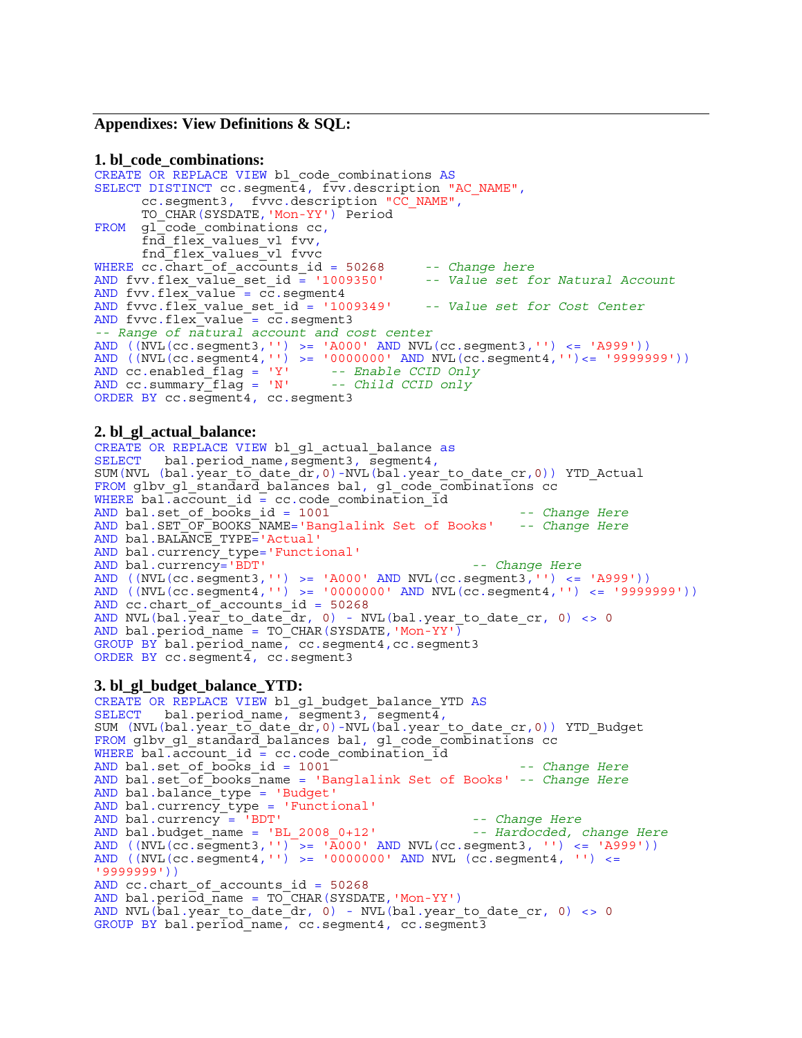## Appendixes: View Definitions & SQL:

### 1. bl_code_combinations:

```
CREATE OR REPLACE VIEW bl_code_combinations AS
SELECT DISTINCT cc.segment4, fvv.description "AC_NAME",
      cc.segment3,  fvvc.description "CC_NAME",
      TO_CHAR(SYSDATE,'Mon-YY') Period
FROM  gl_code_combinations cc,
      fnd_flex_values_vl fvv,
      fnd_flex_values_vl fvvc
WHERE cc.chart_of_accounts_id = 50268     -- Change here
AND fvv.flex_value_set_id = '1009350'     -- Value set for Natural Account
AND fvv.flex_value = cc.segment4
AND fvvc.flex_value_set_id = '1009349'    -- Value set for Cost Center
AND fvvc.flex_value = cc.segment3
-- Range of natural account and cost center
AND ((NVL(cc.segment3,'') >= 'A000' AND NVL(cc.segment3,'') <= 'A999'))
AND ((NVL(cc.segment4,'') >= '0000000' AND NVL(cc.segment4,'')<= '9999999'))
AND cc.enabled_flag = 'Y'     -- Enable CCID Only
AND cc.summary_flag = 'N'     -- Child CCID only
ORDER BY cc.segment4, cc.segment3
```

### 2. bl_gl_actual_balance:

```
CREATE OR REPLACE VIEW bl_gl_actual_balance as
SELECT   bal.period_name,segment3, segment4,
SUM(NVL (bal.year_to_date_dr,0)-NVL(bal.year_to_date_cr,0)) YTD_Actual
FROM glbv_gl_standard_balances bal, gl_code_combinations cc
WHERE bal.account_id = cc.code_combination_id
AND bal.set_of_books_id = 1001                          -- Change Here
AND bal.SET_OF_BOOKS_NAME='Banglalink Set of Books'   -- Change Here
AND bal.BALANCE_TYPE='Actual'
AND bal.currency_type='Functional'
AND bal.currency='BDT'                            -- Change Here
AND ((NVL(cc.segment3,'') >= 'A000' AND NVL(cc.segment3,'') <= 'A999'))
AND ((NVL(cc.segment4,'') >= '0000000' AND NVL(cc.segment4,'') <= '9999999'))
AND cc.chart_of_accounts_id = 50268
AND NVL(bal.year_to_date_dr, 0) - NVL(bal.year_to_date_cr, 0) <> 0
AND bal.period_name = TO_CHAR(SYSDATE,'Mon-YY')
GROUP BY bal.period_name, cc.segment4,cc.segment3
ORDER BY cc.segment4, cc.segment3
```

### 3. bl_gl_budget_balance_YTD:

```
CREATE OR REPLACE VIEW bl_gl_budget_balance_YTD AS
SELECT   bal.period_name, segment3, segment4,
SUM (NVL(bal.year_to_date_dr,0)-NVL(bal.year_to_date_cr,0)) YTD_Budget
FROM glbv_gl_standard_balances bal, gl_code_combinations cc
WHERE bal.account_id = cc.code_combination_id
AND bal.set_of_books_id = 1001                          -- Change Here
AND bal.set_of_books_name = 'Banglalink Set of Books' -- Change Here
AND bal.balance_type = 'Budget'
AND bal.currency_type = 'Functional'
AND bal.currency = 'BDT'                          -- Change Here
AND bal.budget_name = 'BL_2008_0+12'              -- Hardocded, change Here
AND ((NVL(cc.segment3,'') >= 'A000' AND NVL(cc.segment3, '') <= 'A999'))
AND ((NVL(cc.segment4,'') >= '0000000' AND NVL (cc.segment4, '') <=
'9999999'))
AND cc.chart_of_accounts_id = 50268
AND bal.period_name = TO_CHAR(SYSDATE,'Mon-YY')
AND NVL(bal.year_to_date_dr, 0) - NVL(bal.year_to_date_cr, 0) <> 0
GROUP BY bal.period_name, cc.segment4, cc.segment3
```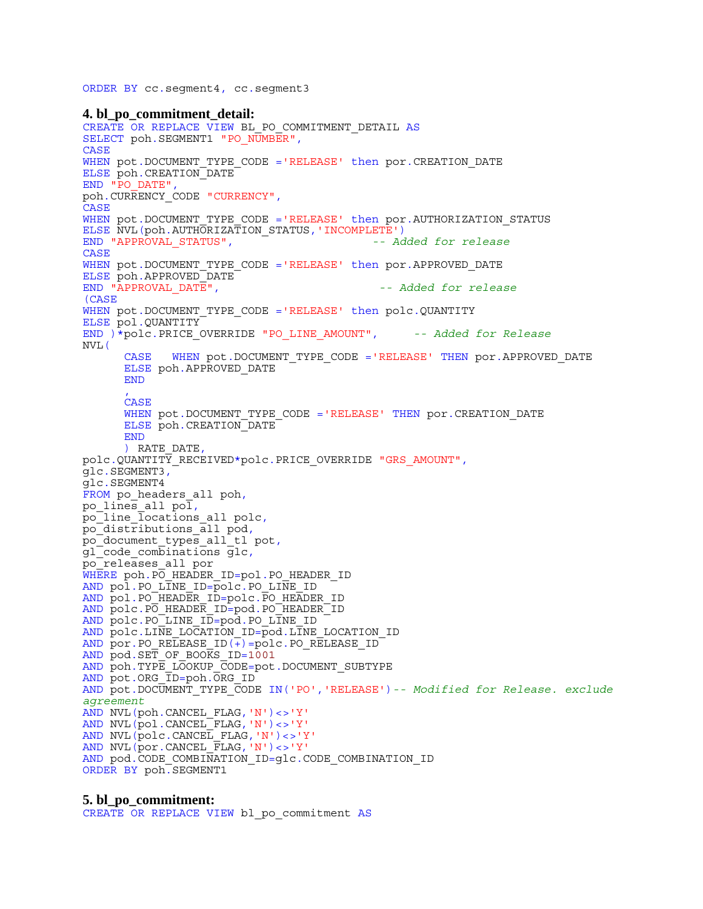```
ORDER BY cc.segment4, cc.segment3
```

**4. bl_po_commitment_detail:**

```
CREATE OR REPLACE VIEW BL_PO_COMMITMENT_DETAIL AS
SELECT poh.SEGMENT1 "PO_NUMBER",
CASE
WHEN pot.DOCUMENT_TYPE_CODE ='RELEASE' then por.CREATION_DATE
ELSE poh.CREATION_DATE
END "PO_DATE",
poh.CURRENCY_CODE "CURRENCY",
CASE
WHEN pot.DOCUMENT_TYPE_CODE ='RELEASE' then por.AUTHORIZATION_STATUS
ELSE NVL(poh.AUTHORIZATION_STATUS,'INCOMPLETE')
END "APPROVAL_STATUS",                    -- Added for release
CASE
WHEN pot.DOCUMENT_TYPE_CODE ='RELEASE' then por.APPROVED_DATE
ELSE poh.APPROVED_DATE
END "APPROVAL_DATE",                        -- Added for release
(CASE
WHEN pot.DOCUMENT_TYPE_CODE ='RELEASE' then polc.QUANTITY
ELSE pol.QUANTITY
END )*polc.PRICE_OVERRIDE "PO_LINE_AMOUNT",     -- Added for Release
NVL(
      CASE   WHEN pot.DOCUMENT_TYPE_CODE ='RELEASE' THEN por.APPROVED_DATE
      ELSE poh.APPROVED_DATE
      END
      ,
      CASE
      WHEN pot.DOCUMENT_TYPE_CODE ='RELEASE' THEN por.CREATION_DATE
      ELSE poh.CREATION_DATE
      END
      ) RATE_DATE,
polc.QUANTITY_RECEIVED*polc.PRICE_OVERRIDE "GRS_AMOUNT",
glc.SEGMENT3,
glc.SEGMENT4
FROM po_headers_all poh,
po_lines_all pol,
po_line_locations_all polc,
po_distributions_all pod,
po_document_types_all_tl pot,
gl_code_combinations glc,
po_releases_all por
WHERE poh.PO_HEADER_ID=pol.PO_HEADER_ID
AND pol.PO_LINE_ID=polc.PO_LINE_ID
AND pol.PO_HEADER_ID=polc.PO_HEADER_ID
AND polc.PO_HEADER_ID=pod.PO_HEADER_ID
AND polc.PO_LINE_ID=pod.PO_LINE_ID
AND polc.LINE_LOCATION_ID=pod.LINE_LOCATION_ID
AND por.PO_RELEASE_ID(+)=polc.PO_RELEASE_ID
AND pod.SET_OF_BOOKS_ID=1001
AND poh.TYPE_LOOKUP_CODE=pot.DOCUMENT_SUBTYPE
AND pot.ORG_ID=poh.ORG_ID
AND pot.DOCUMENT_TYPE_CODE IN('PO','RELEASE')-- Modified for Release. exclude
agreement
AND NVL(poh.CANCEL_FLAG,'N')<>'Y'
AND NVL(pol.CANCEL_FLAG,'N')<>'Y'
AND NVL(polc.CANCEL_FLAG,'N')<>'Y'
AND NVL(por.CANCEL_FLAG,'N')<>'Y'
AND pod.CODE_COMBINATION_ID=glc.CODE_COMBINATION_ID
ORDER BY poh.SEGMENT1
```

**5. bl_po_commitment:**

```
CREATE OR REPLACE VIEW bl_po_commitment AS
```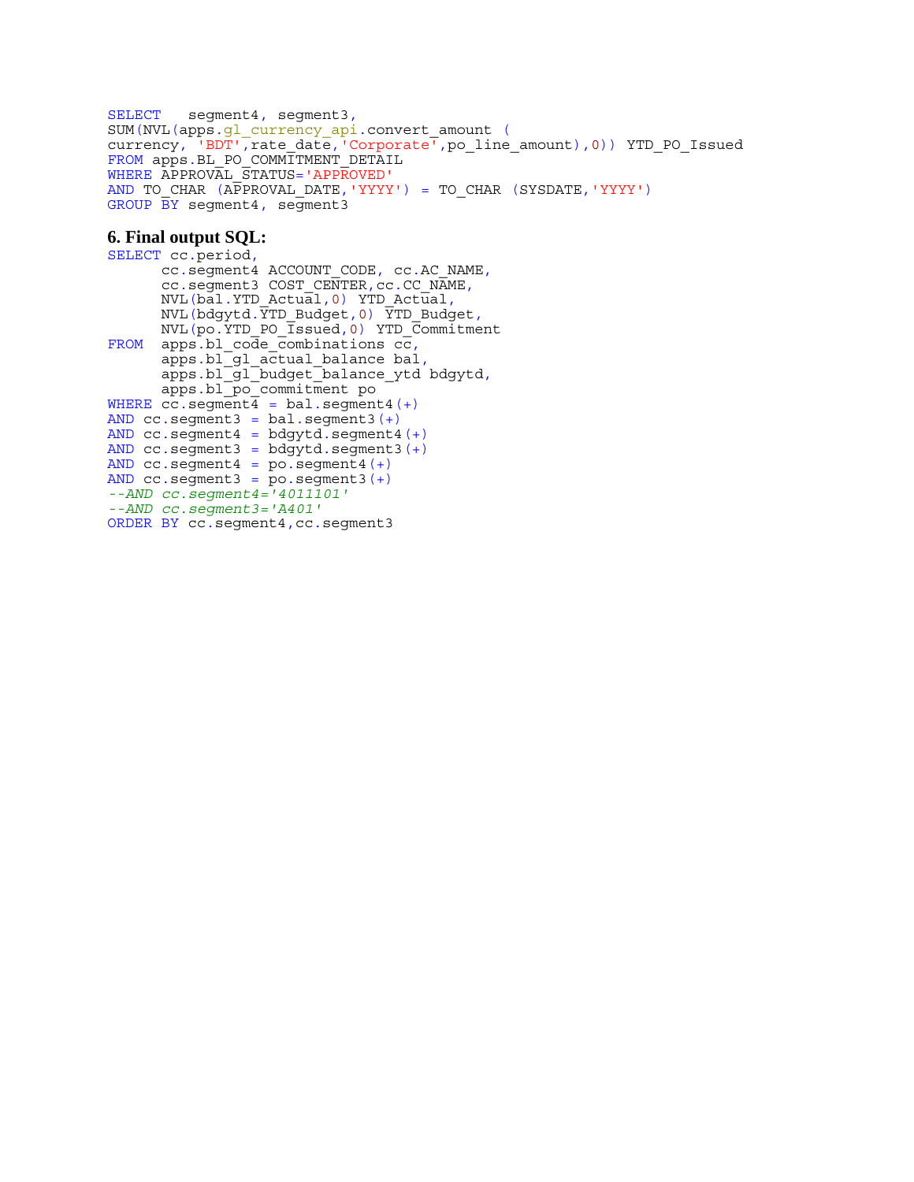```
SELECT   segment4, segment3,
SUM(NVL(apps.gl_currency_api.convert_amount (
currency, 'BDT',rate_date,'Corporate',po_line_amount),0)) YTD_PO_Issued
FROM apps.BL_PO_COMMITMENT_DETAIL
WHERE APPROVAL_STATUS='APPROVED'
AND TO_CHAR (APPROVAL_DATE,'YYYY') = TO_CHAR (SYSDATE,'YYYY')
GROUP BY segment4, segment3
```

### 6. Final output SQL:

```
SELECT cc.period,
      cc.segment4 ACCOUNT_CODE, cc.AC_NAME,
      cc.segment3 COST_CENTER,cc.CC_NAME,
      NVL(bal.YTD_Actual,0) YTD_Actual,
      NVL(bdgytd.YTD_Budget,0) YTD_Budget,
      NVL(po.YTD_PO_Issued,0) YTD_Commitment
FROM  apps.bl_code_combinations cc,
      apps.bl_gl_actual_balance bal,
      apps.bl_gl_budget_balance_ytd bdgytd,
      apps.bl_po_commitment po
WHERE cc.segment4 = bal.segment4(+)
AND cc.segment3 = bal.segment3(+)
AND cc.segment4 = bdgytd.segment4(+)
AND cc.segment3 = bdgytd.segment3(+)
AND cc.segment4 = po.segment4(+)
AND cc.segment3 = po.segment3(+)
--AND cc.segment4='4011101'
--AND cc.segment3='A401'
ORDER BY cc.segment4,cc.segment3
```